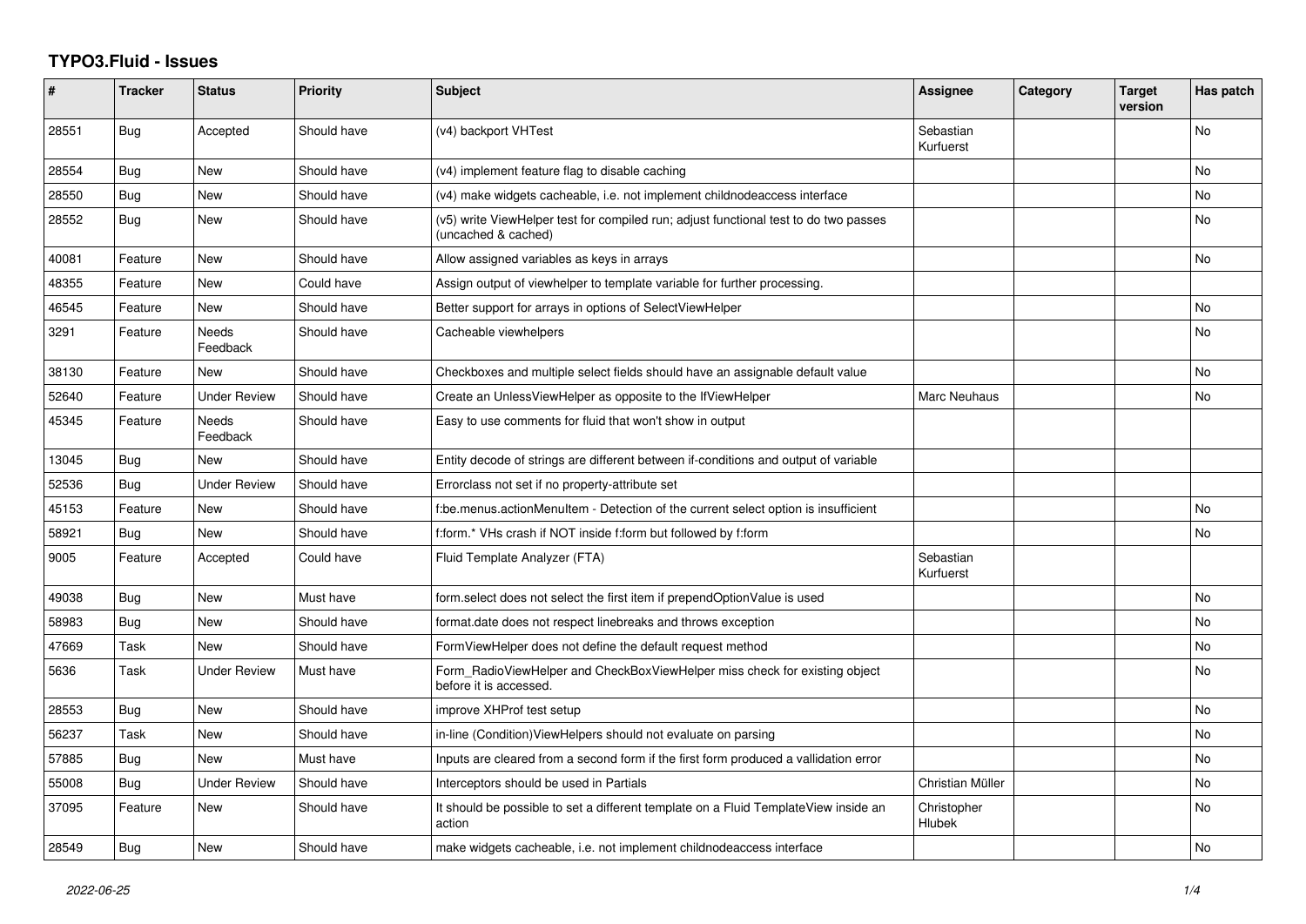# TYPO3.Fluid - Issues

| # | Tracker | Status | Priority | Subject | Assignee | Category | Target version | Has patch |
|---|---|---|---|---|---|---|---|---|
| 28551 | Bug | Accepted | Should have | (v4) backport VHTest | Sebastian Kurfuerst | | | No |
| 28554 | Bug | New | Should have | (v4) implement feature flag to disable caching | | | | No |
| 28550 | Bug | New | Should have | (v4) make widgets cacheable, i.e. not implement childnodeaccess interface | | | | No |
| 28552 | Bug | New | Should have | (v5) write ViewHelper test for compiled run; adjust functional test to do two passes (uncached & cached) | | | | No |
| 40081 | Feature | New | Should have | Allow assigned variables as keys in arrays | | | | No |
| 48355 | Feature | New | Could have | Assign output of viewhelper to template variable for further processing. | | | | |
| 46545 | Feature | New | Should have | Better support for arrays in options of SelectViewHelper | | | | No |
| 3291 | Feature | Needs Feedback | Should have | Cacheable viewhelpers | | | | No |
| 38130 | Feature | New | Should have | Checkboxes and multiple select fields should have an assignable default value | | | | No |
| 52640 | Feature | Under Review | Should have | Create an UnlessViewHelper as opposite to the IfViewHelper | Marc Neuhaus | | | No |
| 45345 | Feature | Needs Feedback | Should have | Easy to use comments for fluid that won't show in output | | | | |
| 13045 | Bug | New | Should have | Entity decode of strings are different between if-conditions and output of variable | | | | |
| 52536 | Bug | Under Review | Should have | Errorclass not set if no property-attribute set | | | | |
| 45153 | Feature | New | Should have | f:be.menus.actionMenuItem - Detection of the current select option is insufficient | | | | No |
| 58921 | Bug | New | Should have | f:form.* VHs crash if NOT inside f:form but followed by f:form | | | | No |
| 9005 | Feature | Accepted | Could have | Fluid Template Analyzer (FTA) | Sebastian Kurfuerst | | | |
| 49038 | Bug | New | Must have | form.select does not select the first item if prependOptionValue is used | | | | No |
| 58983 | Bug | New | Should have | format.date does not respect linebreaks and throws exception | | | | No |
| 47669 | Task | New | Should have | FormViewHelper does not define the default request method | | | | No |
| 5636 | Task | Under Review | Must have | Form_RadioViewHelper and CheckBoxViewHelper miss check for existing object before it is accessed. | | | | No |
| 28553 | Bug | New | Should have | improve XHProf test setup | | | | No |
| 56237 | Task | New | Should have | in-line (Condition)ViewHelpers should not evaluate on parsing | | | | No |
| 57885 | Bug | New | Must have | Inputs are cleared from a second form if the first form produced a vallidation error | | | | No |
| 55008 | Bug | Under Review | Should have | Interceptors should be used in Partials | Christian Müller | | | No |
| 37095 | Feature | New | Should have | It should be possible to set a different template on a Fluid TemplateView inside an action | Christopher Hlubek | | | No |
| 28549 | Bug | New | Should have | make widgets cacheable, i.e. not implement childnodeaccess interface | | | | No |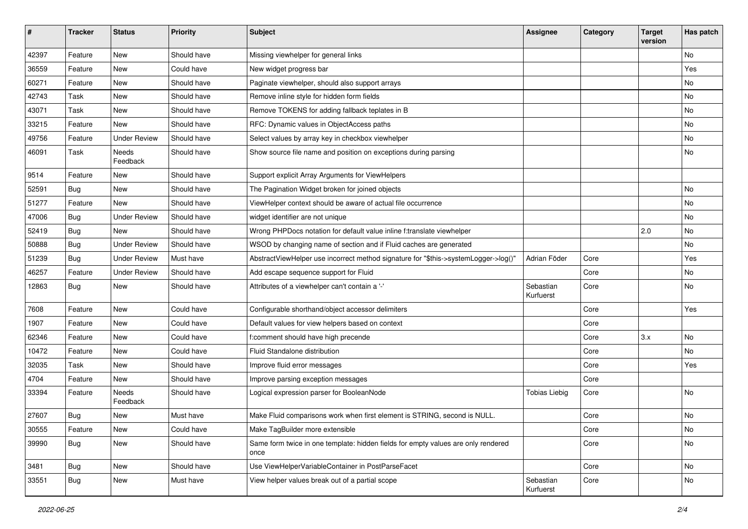| # | Tracker | Status | Priority | Subject | Assignee | Category | Target version | Has patch |
| --- | --- | --- | --- | --- | --- | --- | --- | --- |
| 42397 | Feature | New | Should have | Missing viewhelper for general links | | | | No |
| 36559 | Feature | New | Could have | New widget progress bar | | | | Yes |
| 60271 | Feature | New | Should have | Paginate viewhelper, should also support arrays | | | | No |
| 42743 | Task | New | Should have | Remove inline style for hidden form fields | | | | No |
| 43071 | Task | New | Should have | Remove TOKENS for adding fallback teplates in B | | | | No |
| 33215 | Feature | New | Should have | RFC: Dynamic values in ObjectAccess paths | | | | No |
| 49756 | Feature | Under Review | Should have | Select values by array key in checkbox viewhelper | | | | No |
| 46091 | Task | Needs Feedback | Should have | Show source file name and position on exceptions during parsing | | | | No |
| 9514 | Feature | New | Should have | Support explicit Array Arguments for ViewHelpers | | | | |
| 52591 | Bug | New | Should have | The Pagination Widget broken for joined objects | | | | No |
| 51277 | Feature | New | Should have | ViewHelper context should be aware of actual file occurrence | | | | No |
| 47006 | Bug | Under Review | Should have | widget identifier are not unique | | | | No |
| 52419 | Bug | New | Should have | Wrong PHPDocs notation for default value inline f:translate viewhelper | | | 2.0 | No |
| 50888 | Bug | Under Review | Should have | WSOD by changing name of section and if Fluid caches are generated | | | | No |
| 51239 | Bug | Under Review | Must have | AbstractViewHelper use incorrect method signature for "$this->systemLogger->log()" | Adrian Föder | Core | | Yes |
| 46257 | Feature | Under Review | Should have | Add escape sequence support for Fluid | | Core | | No |
| 12863 | Bug | New | Should have | Attributes of a viewhelper can't contain a '-' | Sebastian Kurfuerst | Core | | No |
| 7608 | Feature | New | Could have | Configurable shorthand/object accessor delimiters | | Core | | Yes |
| 1907 | Feature | New | Could have | Default values for view helpers based on context | | Core | | |
| 62346 | Feature | New | Could have | f:comment should have high precende | | Core | 3.x | No |
| 10472 | Feature | New | Could have | Fluid Standalone distribution | | Core | | No |
| 32035 | Task | New | Should have | Improve fluid error messages | | Core | | Yes |
| 4704 | Feature | New | Should have | Improve parsing exception messages | | Core | | |
| 33394 | Feature | Needs Feedback | Should have | Logical expression parser for BooleanNode | Tobias Liebig | Core | | No |
| 27607 | Bug | New | Must have | Make Fluid comparisons work when first element is STRING, second is NULL. | | Core | | No |
| 30555 | Feature | New | Could have | Make TagBuilder more extensible | | Core | | No |
| 39990 | Bug | New | Should have | Same form twice in one template: hidden fields for empty values are only rendered once | | Core | | No |
| 3481 | Bug | New | Should have | Use ViewHelperVariableContainer in PostParseFacet | | Core | | No |
| 33551 | Bug | New | Must have | View helper values break out of a partial scope | Sebastian Kurfuerst | Core | | No |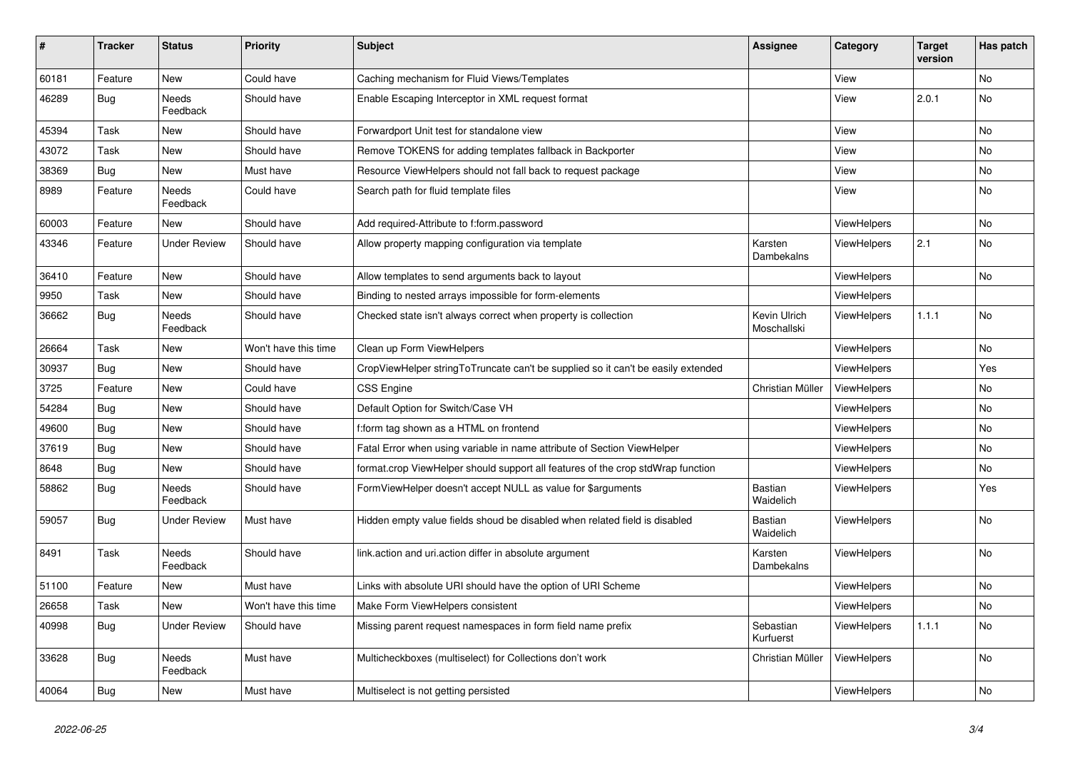| # | Tracker | Status | Priority | Subject | Assignee | Category | Target version | Has patch |
|---|---|---|---|---|---|---|---|---|
| 60181 | Feature | New | Could have | Caching mechanism for Fluid Views/Templates | | View | | No |
| 46289 | Bug | Needs Feedback | Should have | Enable Escaping Interceptor in XML request format | | View | 2.0.1 | No |
| 45394 | Task | New | Should have | Forwardport Unit test for standalone view | | View | | No |
| 43072 | Task | New | Should have | Remove TOKENS for adding templates fallback in Backporter | | View | | No |
| 38369 | Bug | New | Must have | Resource ViewHelpers should not fall back to request package | | View | | No |
| 8989 | Feature | Needs Feedback | Could have | Search path for fluid template files | | View | | No |
| 60003 | Feature | New | Should have | Add required-Attribute to f:form.password | | ViewHelpers | | No |
| 43346 | Feature | Under Review | Should have | Allow property mapping configuration via template | Karsten Dambekalns | ViewHelpers | 2.1 | No |
| 36410 | Feature | New | Should have | Allow templates to send arguments back to layout | | ViewHelpers | | No |
| 9950 | Task | New | Should have | Binding to nested arrays impossible for form-elements | | ViewHelpers | | |
| 36662 | Bug | Needs Feedback | Should have | Checked state isn't always correct when property is collection | Kevin Ulrich Moschallski | ViewHelpers | 1.1.1 | No |
| 26664 | Task | New | Won't have this time | Clean up Form ViewHelpers | | ViewHelpers | | No |
| 30937 | Bug | New | Should have | CropViewHelper stringToTruncate can't be supplied so it can't be easily extended | | ViewHelpers | | Yes |
| 3725 | Feature | New | Could have | CSS Engine | Christian Müller | ViewHelpers | | No |
| 54284 | Bug | New | Should have | Default Option for Switch/Case VH | | ViewHelpers | | No |
| 49600 | Bug | New | Should have | f:form tag shown as a HTML on frontend | | ViewHelpers | | No |
| 37619 | Bug | New | Should have | Fatal Error when using variable in name attribute of Section ViewHelper | | ViewHelpers | | No |
| 8648 | Bug | New | Should have | format.crop ViewHelper should support all features of the crop stdWrap function | | ViewHelpers | | No |
| 58862 | Bug | Needs Feedback | Should have | FormViewHelper doesn't accept NULL as value for $arguments | Bastian Waidelich | ViewHelpers | | Yes |
| 59057 | Bug | Under Review | Must have | Hidden empty value fields shoud be disabled when related field is disabled | Bastian Waidelich | ViewHelpers | | No |
| 8491 | Task | Needs Feedback | Should have | link.action and uri.action differ in absolute argument | Karsten Dambekalns | ViewHelpers | | No |
| 51100 | Feature | New | Must have | Links with absolute URI should have the option of URI Scheme | | ViewHelpers | | No |
| 26658 | Task | New | Won't have this time | Make Form ViewHelpers consistent | | ViewHelpers | | No |
| 40998 | Bug | Under Review | Should have | Missing parent request namespaces in form field name prefix | Sebastian Kurfuerst | ViewHelpers | 1.1.1 | No |
| 33628 | Bug | Needs Feedback | Must have | Multicheckboxes (multiselect) for Collections don't work | Christian Müller | ViewHelpers | | No |
| 40064 | Bug | New | Must have | Multiselect is not getting persisted | | ViewHelpers | | No |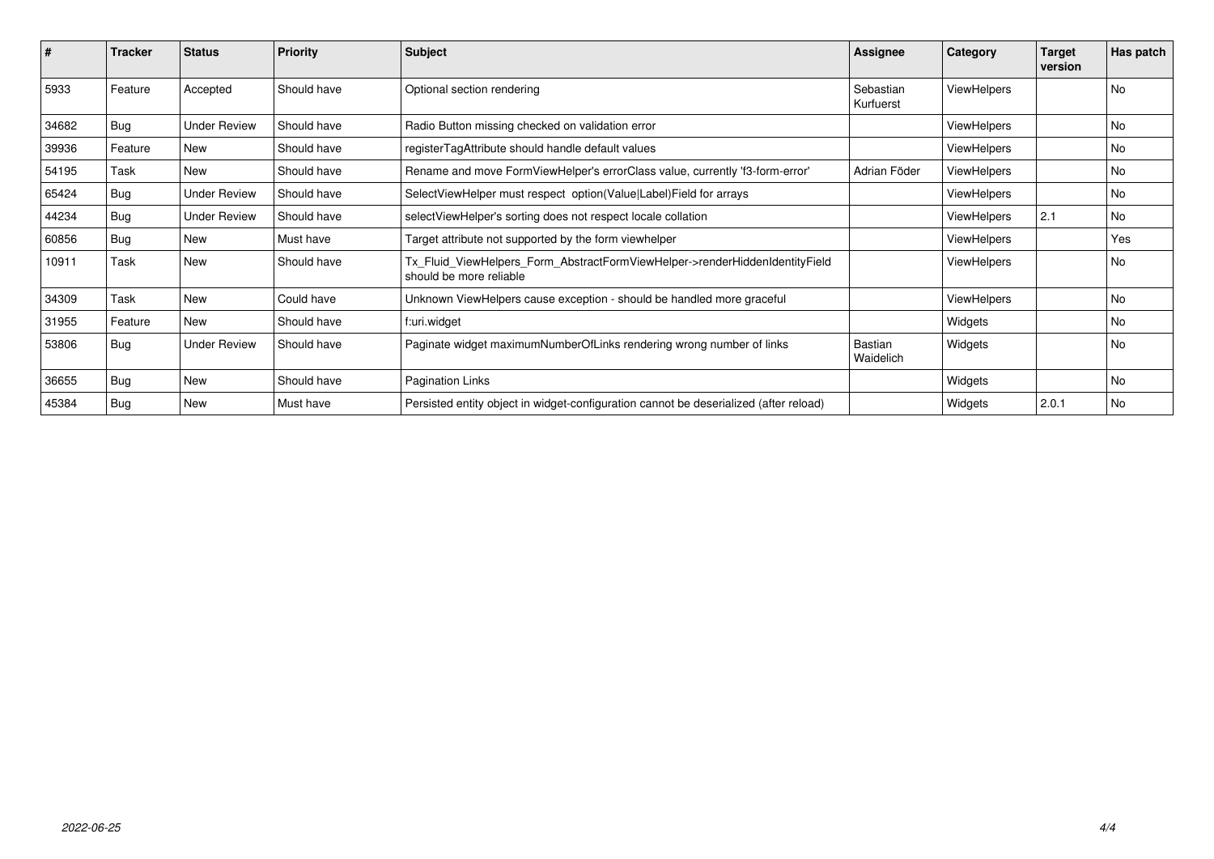| # | Tracker | Status | Priority | Subject | Assignee | Category | Target version | Has patch |
|---|---|---|---|---|---|---|---|---|
| 5933 | Feature | Accepted | Should have | Optional section rendering | Sebastian Kurfuerst | ViewHelpers | | No |
| 34682 | Bug | Under Review | Should have | Radio Button missing checked on validation error | | ViewHelpers | | No |
| 39936 | Feature | New | Should have | registerTagAttribute should handle default values | | ViewHelpers | | No |
| 54195 | Task | New | Should have | Rename and move FormViewHelper's errorClass value, currently 'f3-form-error' | Adrian Föder | ViewHelpers | | No |
| 65424 | Bug | Under Review | Should have | SelectViewHelper must respect option(Value\|Label)Field for arrays | | ViewHelpers | | No |
| 44234 | Bug | Under Review | Should have | selectViewHelper's sorting does not respect locale collation | | ViewHelpers | 2.1 | No |
| 60856 | Bug | New | Must have | Target attribute not supported by the form viewhelper | | ViewHelpers | | Yes |
| 10911 | Task | New | Should have | Tx_Fluid_ViewHelpers_Form_AbstractFormViewHelper->renderHiddenIdentityField should be more reliable | | ViewHelpers | | No |
| 34309 | Task | New | Could have | Unknown ViewHelpers cause exception - should be handled more graceful | | ViewHelpers | | No |
| 31955 | Feature | New | Should have | f:uri.widget | | Widgets | | No |
| 53806 | Bug | Under Review | Should have | Paginate widget maximumNumberOfLinks rendering wrong number of links | Bastian Waidelich | Widgets | | No |
| 36655 | Bug | New | Should have | Pagination Links | | Widgets | | No |
| 45384 | Bug | New | Must have | Persisted entity object in widget-configuration cannot be deserialized (after reload) | | Widgets | 2.0.1 | No |